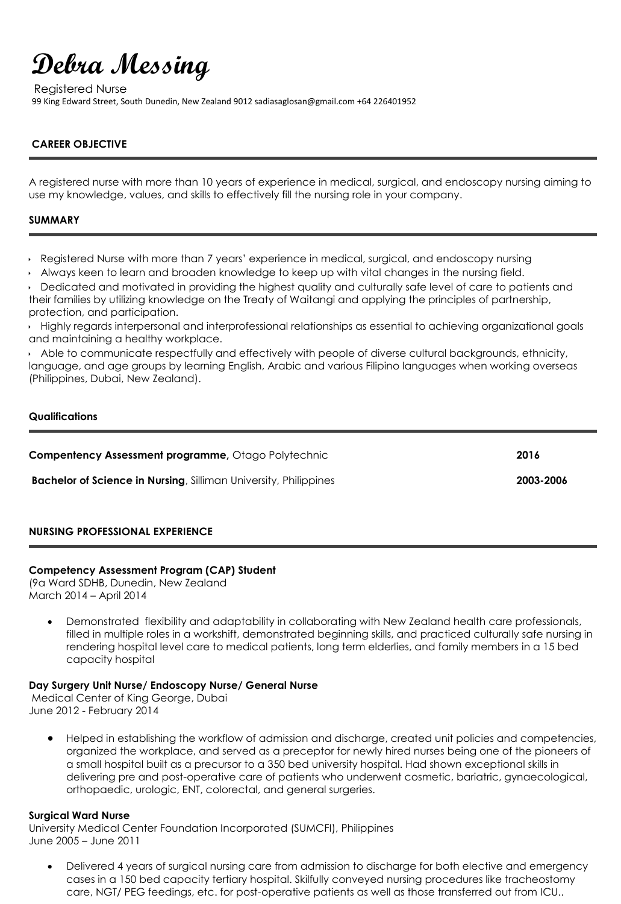# Debra Messing

Registered Nurse

99 King Edward Street, South Dunedin, New Zealand 9012 sadiasaglosan@gmail.com +64 226401952

## CAREER OBJECTIVE

A registered nurse with more than 10 years of experience in medical, surgical, and endoscopy nursing aiming to use my knowledge, values, and skills to effectively fill the nursing role in your company.

## SUMMARY

- Registered Nurse with more than 7 years' experience in medical, surgical, and endoscopy nursing
- Always keen to learn and broaden knowledge to keep up with vital changes in the nursing field.
- Dedicated and motivated in providing the highest quality and culturally safe level of care to patients and their families by utilizing knowledge on the Treaty of Waitangi and applying the principles of partnership, protection, and participation.
- Highly regards interpersonal and interprofessional relationships as essential to achieving organizational goals and maintaining a healthy workplace.
- Able to communicate respectfully and effectively with people of diverse cultural backgrounds, ethnicity, language, and age groups by learning English, Arabic and various Filipino languages when working overseas (Philippines, Dubai, New Zealand).

## Qualifications

**Compentency Assessment programme,** Otago Polytechnic — **2016**

**Bachelor of Science in Nursing**, Silliman University, Philippines — **2003-2006**

## NURSING PROFESSIONAL EXPERIENCE

**Competency Assessment Program (CAP) Student**
(9a Ward SDHB, Dunedin, New Zealand
March 2014 – April 2014

- Demonstrated flexibility and adaptability in collaborating with New Zealand health care professionals, filled in multiple roles in a workshift, demonstrated beginning skills, and practiced culturally safe nursing in rendering hospital level care to medical patients, long term elderlies, and family members in a 15 bed capacity hospital

**Day Surgery Unit Nurse/ Endoscopy Nurse/ General Nurse**
Medical Center of King George, Dubai
June 2012 - February 2014

- Helped in establishing the workflow of admission and discharge, created unit policies and competencies, organized the workplace, and served as a preceptor for newly hired nurses being one of the pioneers of a small hospital built as a precursor to a 350 bed university hospital. Had shown exceptional skills in delivering pre and post-operative care of patients who underwent cosmetic, bariatric, gynaecological, orthopaedic, urologic, ENT, colorectal, and general surgeries.

**Surgical Ward Nurse**
University Medical Center Foundation Incorporated (SUMCFI), Philippines
June 2005 – June 2011

- Delivered 4 years of surgical nursing care from admission to discharge for both elective and emergency cases in a 150 bed capacity tertiary hospital. Skilfully conveyed nursing procedures like tracheostomy care, NGT/ PEG feedings, etc. for post-operative patients as well as those transferred out from ICU..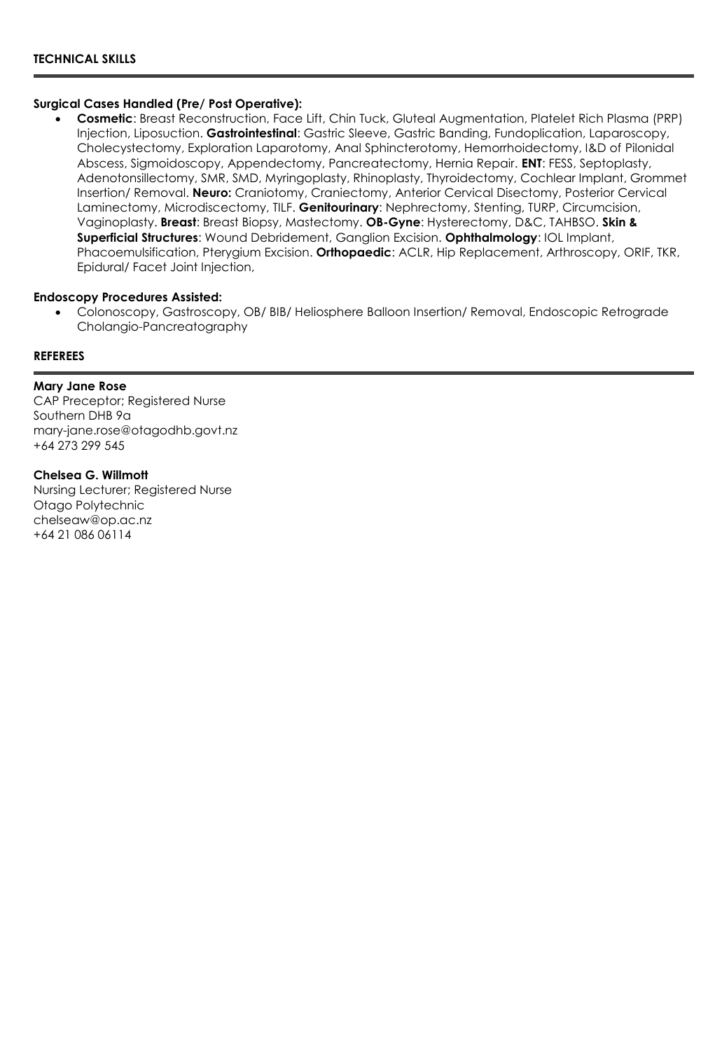## TECHNICAL SKILLS

**Surgical Cases Handled (Pre/ Post Operative):**

- **Cosmetic**: Breast Reconstruction, Face Lift, Chin Tuck, Gluteal Augmentation, Platelet Rich Plasma (PRP) Injection, Liposuction. **Gastrointestinal**: Gastric Sleeve, Gastric Banding, Fundoplication, Laparoscopy, Cholecystectomy, Exploration Laparotomy, Anal Sphincterotomy, Hemorrhoidectomy, I&D of Pilonidal Abscess, Sigmoidoscopy, Appendectomy, Pancreatectomy, Hernia Repair. **ENT**: FESS, Septoplasty, Adenotonsillectomy, SMR, SMD, Myringoplasty, Rhinoplasty, Thyroidectomy, Cochlear Implant, Grommet Insertion/ Removal. **Neuro:** Craniotomy, Craniectomy, Anterior Cervical Disectomy, Posterior Cervical Laminectomy, Microdiscectomy, TILF. **Genitourinary**: Nephrectomy, Stenting, TURP, Circumcision, Vaginoplasty. **Breast**: Breast Biopsy, Mastectomy. **OB-Gyne**: Hysterectomy, D&C, TAHBSO. **Skin & Superficial Structures**: Wound Debridement, Ganglion Excision. **Ophthalmology**: IOL Implant, Phacoemulsification, Pterygium Excision. **Orthopaedic**: ACLR, Hip Replacement, Arthroscopy, ORIF, TKR, Epidural/ Facet Joint Injection,

**Endoscopy Procedures Assisted:**

- Colonoscopy, Gastroscopy, OB/ BIB/ Heliosphere Balloon Insertion/ Removal, Endoscopic Retrograde Cholangio-Pancreatography

## REFEREES

**Mary Jane Rose**
CAP Preceptor; Registered Nurse
Southern DHB 9a
mary-jane.rose@otagodhb.govt.nz
+64 273 299 545

**Chelsea G. Willmott**
Nursing Lecturer; Registered Nurse
Otago Polytechnic
chelseaw@op.ac.nz
+64 21 086 06114